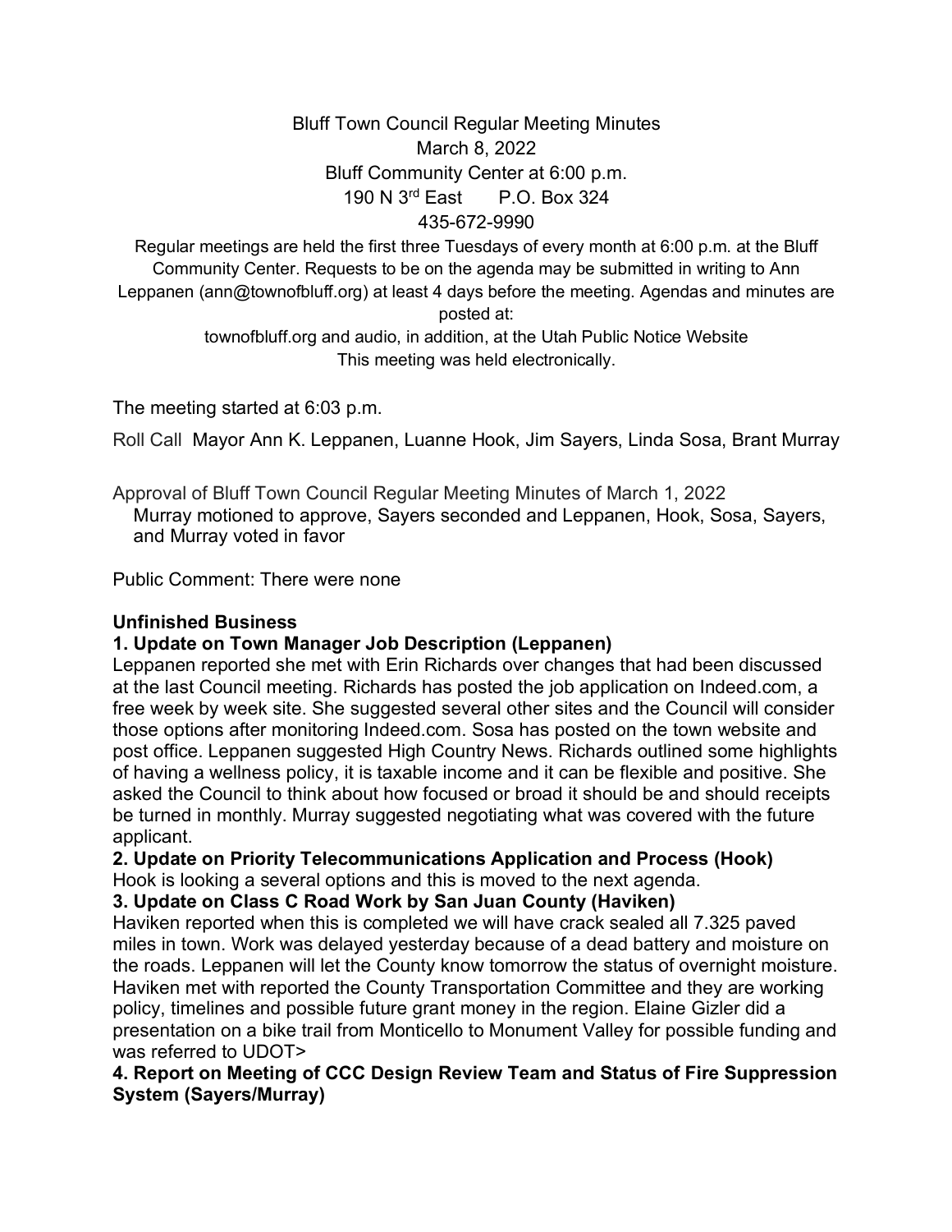Bluff Town Council Regular Meeting Minutes
March 8, 2022
Bluff Community Center at 6:00 p.m.
190 N 3rd East P.O. Box 324
435-672-9990

Regular meetings are held the first three Tuesdays of every month at 6:00 p.m. at the Bluff Community Center. Requests to be on the agenda may be submitted in writing to Ann Leppanen (ann@townofbluff.org) at least 4 days before the meeting. Agendas and minutes are posted at:
townofbluff.org and audio, in addition, at the Utah Public Notice Website
This meeting was held electronically.

The meeting started at 6:03 p.m.

Roll Call Mayor Ann K. Leppanen, Luanne Hook, Jim Sayers, Linda Sosa, Brant Murray

Approval of Bluff Town Council Regular Meeting Minutes of March 1, 2022
Murray motioned to approve, Sayers seconded and Leppanen, Hook, Sosa, Sayers, and Murray voted in favor

Public Comment: There were none

**Unfinished Business**

**1. Update on Town Manager Job Description (Leppanen)**
Leppanen reported she met with Erin Richards over changes that had been discussed at the last Council meeting. Richards has posted the job application on Indeed.com, a free week by week site. She suggested several other sites and the Council will consider those options after monitoring Indeed.com. Sosa has posted on the town website and post office. Leppanen suggested High Country News. Richards outlined some highlights of having a wellness policy, it is taxable income and it can be flexible and positive. She asked the Council to think about how focused or broad it should be and should receipts be turned in monthly. Murray suggested negotiating what was covered with the future applicant.

**2. Update on Priority Telecommunications Application and Process (Hook)**
Hook is looking a several options and this is moved to the next agenda.

**3. Update on Class C Road Work by San Juan County (Haviken)**
Haviken reported when this is completed we will have crack sealed all 7.325 paved miles in town. Work was delayed yesterday because of a dead battery and moisture on the roads. Leppanen will let the County know tomorrow the status of overnight moisture. Haviken met with reported the County Transportation Committee and they are working policy, timelines and possible future grant money in the region. Elaine Gizler did a presentation on a bike trail from Monticello to Monument Valley for possible funding and was referred to UDOT>

**4. Report on Meeting of CCC Design Review Team and Status of Fire Suppression System (Sayers/Murray)**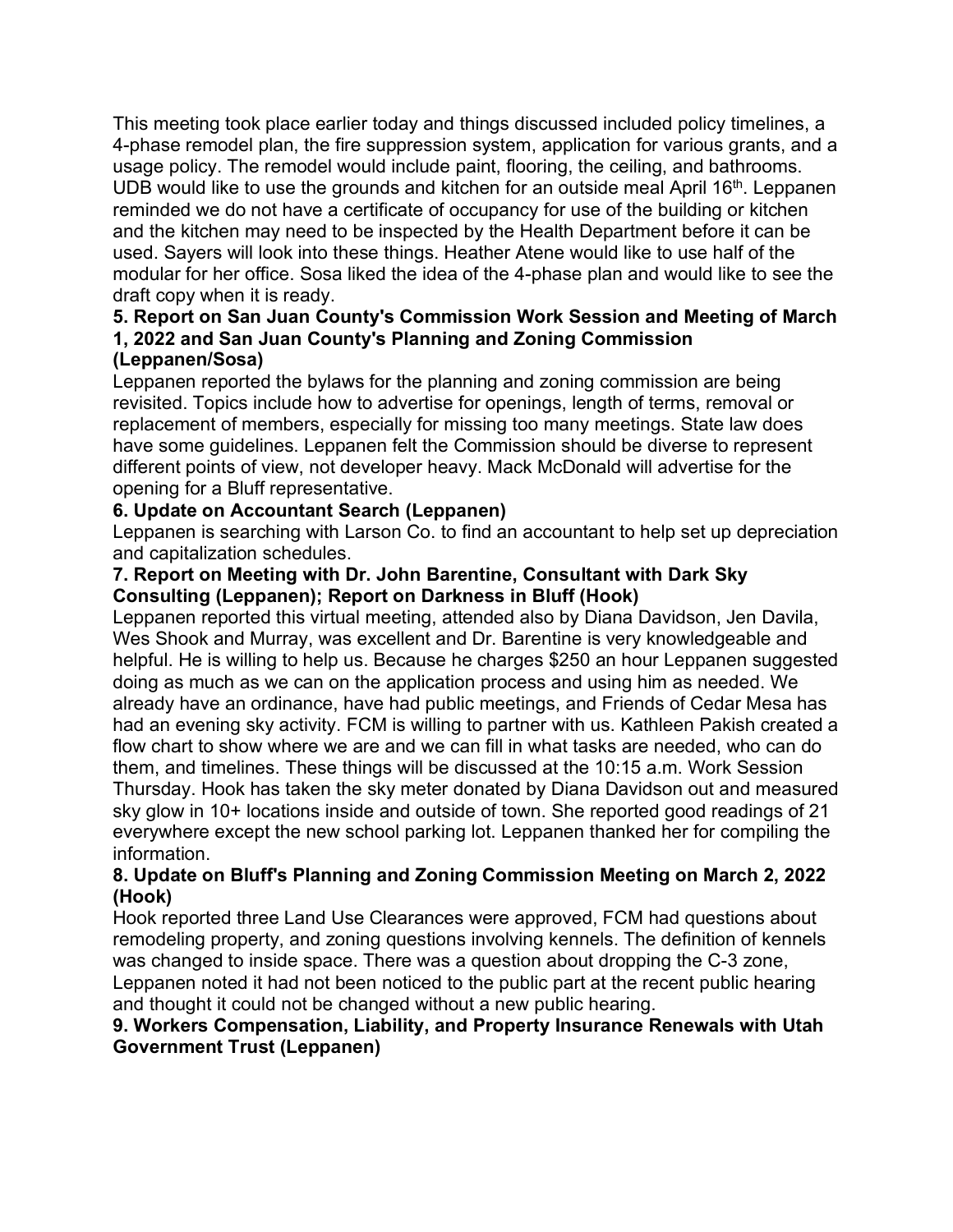This meeting took place earlier today and things discussed included policy timelines, a 4-phase remodel plan, the fire suppression system, application for various grants, and a usage policy. The remodel would include paint, flooring, the ceiling, and bathrooms. UDB would like to use the grounds and kitchen for an outside meal April 16th. Leppanen reminded we do not have a certificate of occupancy for use of the building or kitchen and the kitchen may need to be inspected by the Health Department before it can be used. Sayers will look into these things. Heather Atene would like to use half of the modular for her office. Sosa liked the idea of the 4-phase plan and would like to see the draft copy when it is ready.

**5. Report on San Juan County's Commission Work Session and Meeting of March 1, 2022 and San Juan County's Planning and Zoning Commission (Leppanen/Sosa)**

Leppanen reported the bylaws for the planning and zoning commission are being revisited. Topics include how to advertise for openings, length of terms, removal or replacement of members, especially for missing too many meetings. State law does have some guidelines. Leppanen felt the Commission should be diverse to represent different points of view, not developer heavy. Mack McDonald will advertise for the opening for a Bluff representative.

**6. Update on Accountant Search (Leppanen)**

Leppanen is searching with Larson Co. to find an accountant to help set up depreciation and capitalization schedules.

**7. Report on Meeting with Dr. John Barentine, Consultant with Dark Sky Consulting (Leppanen); Report on Darkness in Bluff (Hook)**

Leppanen reported this virtual meeting, attended also by Diana Davidson, Jen Davila, Wes Shook and Murray, was excellent and Dr. Barentine is very knowledgeable and helpful. He is willing to help us. Because he charges $250 an hour Leppanen suggested doing as much as we can on the application process and using him as needed. We already have an ordinance, have had public meetings, and Friends of Cedar Mesa has had an evening sky activity. FCM is willing to partner with us. Kathleen Pakish created a flow chart to show where we are and we can fill in what tasks are needed, who can do them, and timelines. These things will be discussed at the 10:15 a.m. Work Session Thursday. Hook has taken the sky meter donated by Diana Davidson out and measured sky glow in 10+ locations inside and outside of town. She reported good readings of 21 everywhere except the new school parking lot. Leppanen thanked her for compiling the information.

**8. Update on Bluff's Planning and Zoning Commission Meeting on March 2, 2022 (Hook)**

Hook reported three Land Use Clearances were approved, FCM had questions about remodeling property, and zoning questions involving kennels. The definition of kennels was changed to inside space. There was a question about dropping the C-3 zone, Leppanen noted it had not been noticed to the public part at the recent public hearing and thought it could not be changed without a new public hearing.

**9. Workers Compensation, Liability, and Property Insurance Renewals with Utah Government Trust (Leppanen)**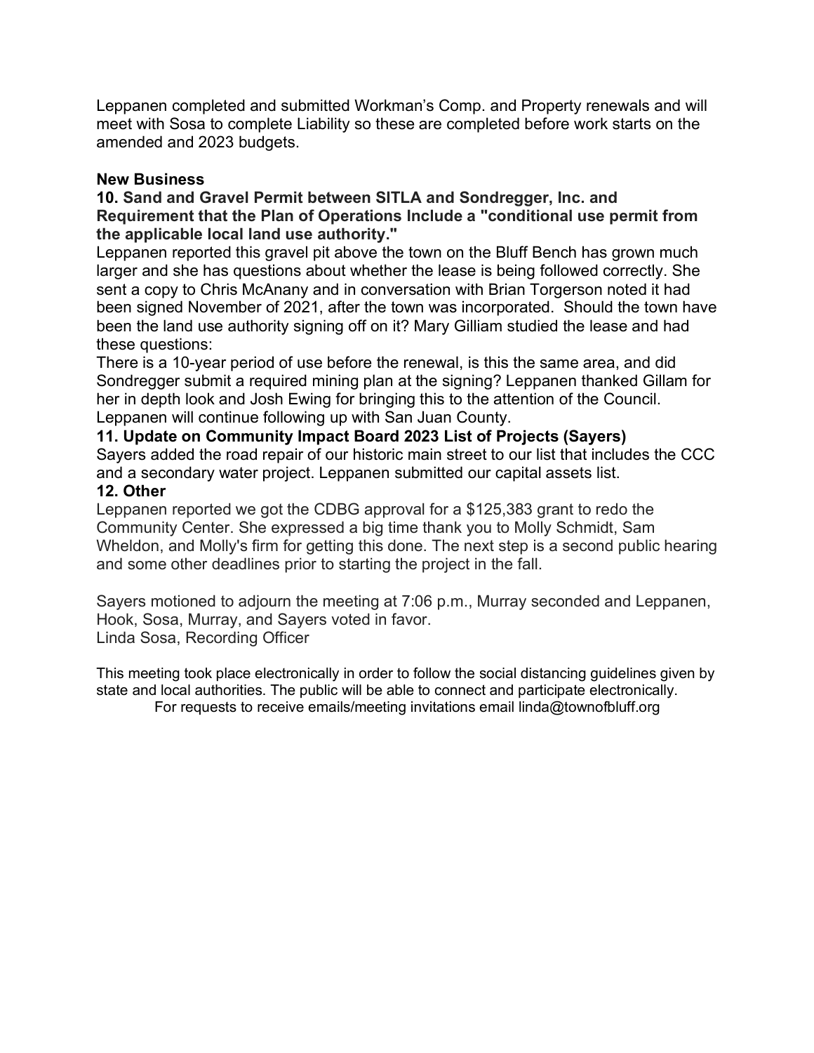Leppanen completed and submitted Workman's Comp. and Property renewals and will meet with Sosa to complete Liability so these are completed before work starts on the amended and 2023 budgets.

**New Business**

**10. Sand and Gravel Permit between SITLA and Sondregger, Inc. and Requirement that the Plan of Operations Include a "conditional use permit from the applicable local land use authority."**

Leppanen reported this gravel pit above the town on the Bluff Bench has grown much larger and she has questions about whether the lease is being followed correctly. She sent a copy to Chris McAnany and in conversation with Brian Torgerson noted it had been signed November of 2021, after the town was incorporated. Should the town have been the land use authority signing off on it? Mary Gilliam studied the lease and had these questions:

There is a 10-year period of use before the renewal, is this the same area, and did Sondregger submit a required mining plan at the signing? Leppanen thanked Gillam for her in depth look and Josh Ewing for bringing this to the attention of the Council. Leppanen will continue following up with San Juan County.

**11. Update on Community Impact Board 2023 List of Projects (Sayers)**

Sayers added the road repair of our historic main street to our list that includes the CCC and a secondary water project. Leppanen submitted our capital assets list.

**12. Other**

Leppanen reported we got the CDBG approval for a $125,383 grant to redo the Community Center. She expressed a big time thank you to Molly Schmidt, Sam Wheldon, and Molly's firm for getting this done. The next step is a second public hearing and some other deadlines prior to starting the project in the fall.

Sayers motioned to adjourn the meeting at 7:06 p.m., Murray seconded and Leppanen, Hook, Sosa, Murray, and Sayers voted in favor.
Linda Sosa, Recording Officer

This meeting took place electronically in order to follow the social distancing guidelines given by state and local authorities. The public will be able to connect and participate electronically.
For requests to receive emails/meeting invitations email linda@townofbluff.org